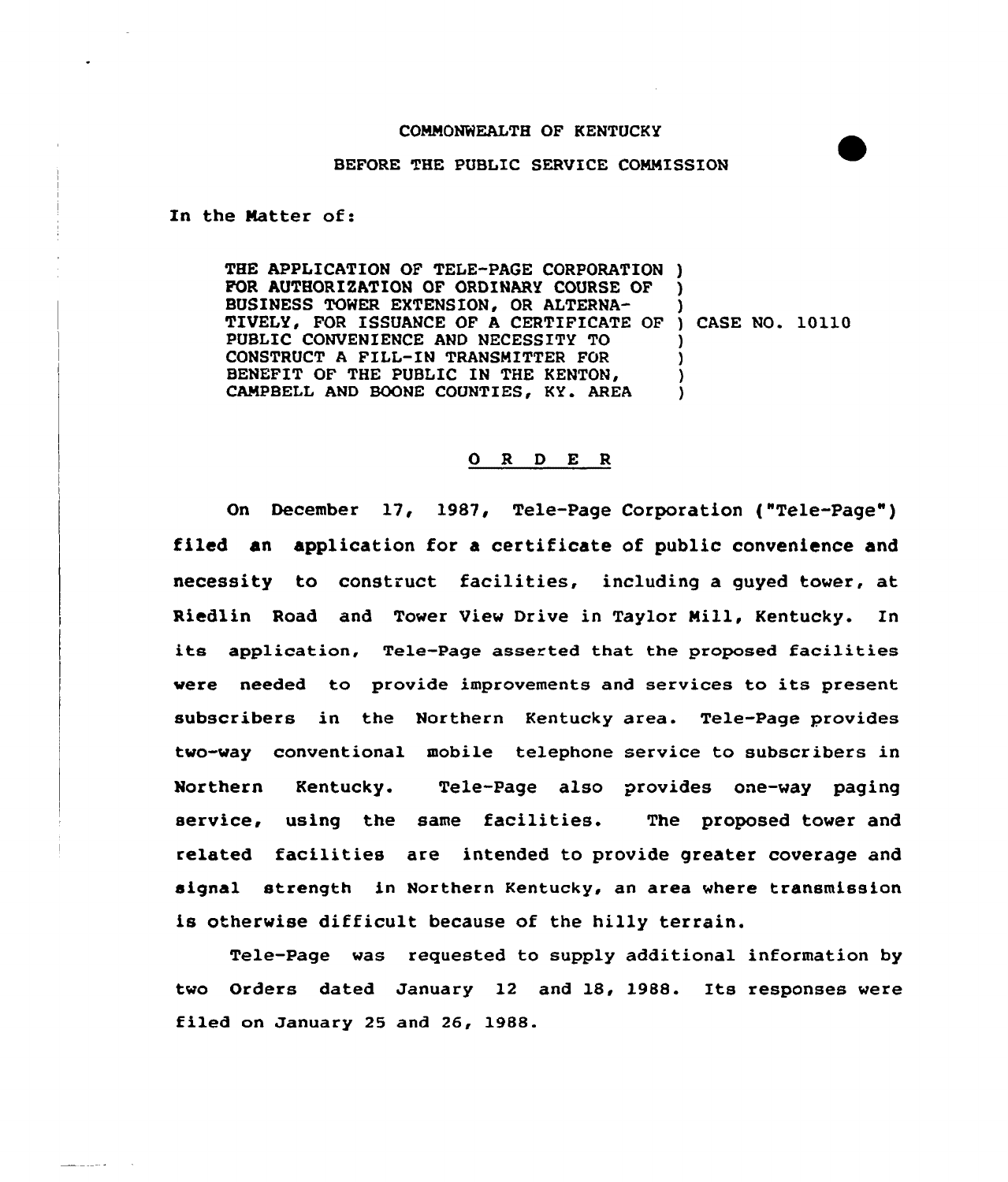COMMONWEALTH OF KENTUCKY

BEFORE THE PUBLIC SERVICE COMMISSION

In the Matter of:

THE APPLICATION OF TELE-PAGE CORPORATION FOR AUTHORIZATION OF ORDINARY COURSE OF BUSINESS TOWER EXTENSION, OR ALTERNATIVELY, FOR ISSUANCE OF A CERTIFICATE OF PUBLIC CONVENIENCE AND NECESSITY TO CONSTRUCT A FILL-IN TRANSMITTER FOR BENEFIT OF THE PUBLIC IN THE KENTON, CAMPBELL AND BOONE COUNTIES, KY. AREA ) CASE NO. 10110

## O R D E R

On December 17, 1987, Tele-Page Corporation ("Tele-Page") filed an application for a certificate of public convenience and necessity to construct facilities, including a guyed tower, at Riedlin Road and Tower View Drive in Taylor Mill, Kentucky. In its application, Tele-Page asserted that the proposed facilities were needed to provide improvements and services to its present subscribers in the Northern Kentucky area. Tele-Page provides two-way conventional mobile telephone service to subscribers in Northern Kentucky. Tele-Page also provides one-way paging service, using the same facilities. The proposed tower and related facilities are intended to provide greater coverage and signal strength in Northern Kentucky, an area where transmission is otherwise difficult because of the hilly terrain.

Tele-Page was requested to supply additional information by two Orders dated January 12 and 18, 1988. Its responses were filed on January 25 and 26, 1988.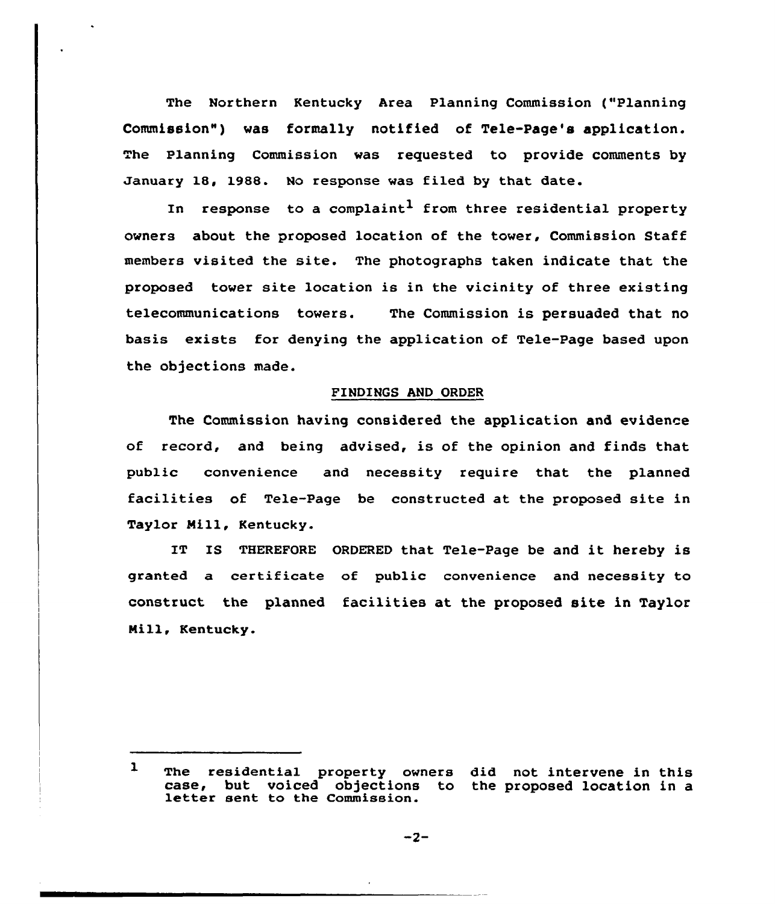The Northern Kentucky Area Planning Commission ("Planning Commission") was formally notified of Tele-Page's application. The Planning Commission was requested to provide comments by January 18, 1988. No response was filed by that date.

In response to a complaint[1] from three residential property owners about the proposed location of the tower, Commission Staff members visited the site. The photographs taken indicate that the proposed tower site location is in the vicinity of three existing telecommunications towers. The Commission is persuaded that no basis exists for denying the application of Tele-Page based upon the objections made.

## FINDINGS AND ORDER

The Commission having considered the application and evidence of record, and being advised, is of the opinion and finds that public convenience and necessity require that the planned facilities of Tele-Page be constructed at the proposed site in Taylor Mill, Kentucky.

IT IS THEREFORE ORDERED that Tele-Page be and it hereby is granted a certificate of public convenience and necessity to construct the planned facilities at the proposed site in Taylor Mill, Kentucky.

---

[1] The residential property owners did not intervene in this case, but voiced objections to the proposed location in a letter sent to the Commission.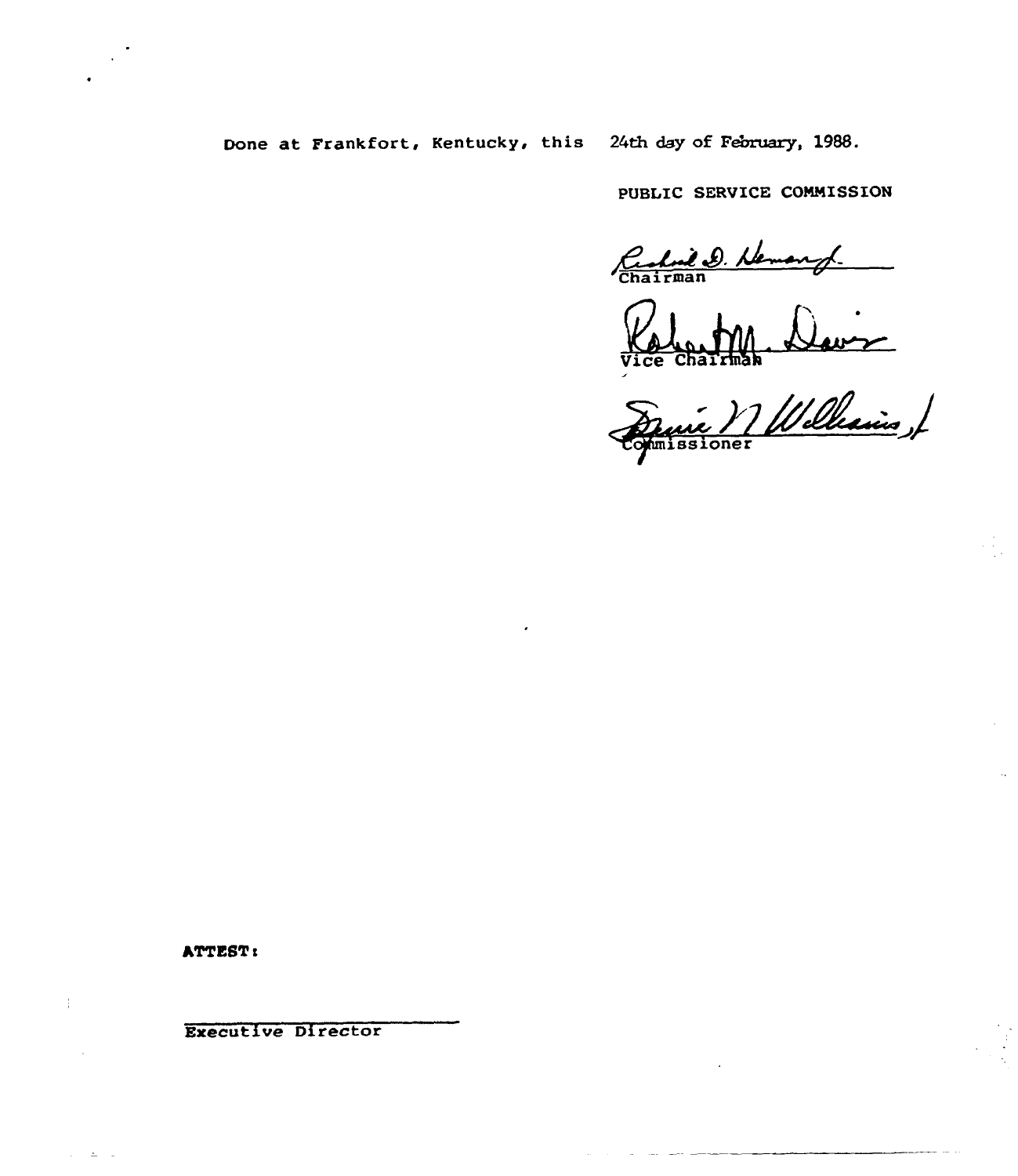Done at Frankfort, Kentucky, this 24th day of February, 1988.

PUBLIC SERVICE COMMISSION

Chairman

Vice Chairman

Commissioner

ATTEST:

Executive Director